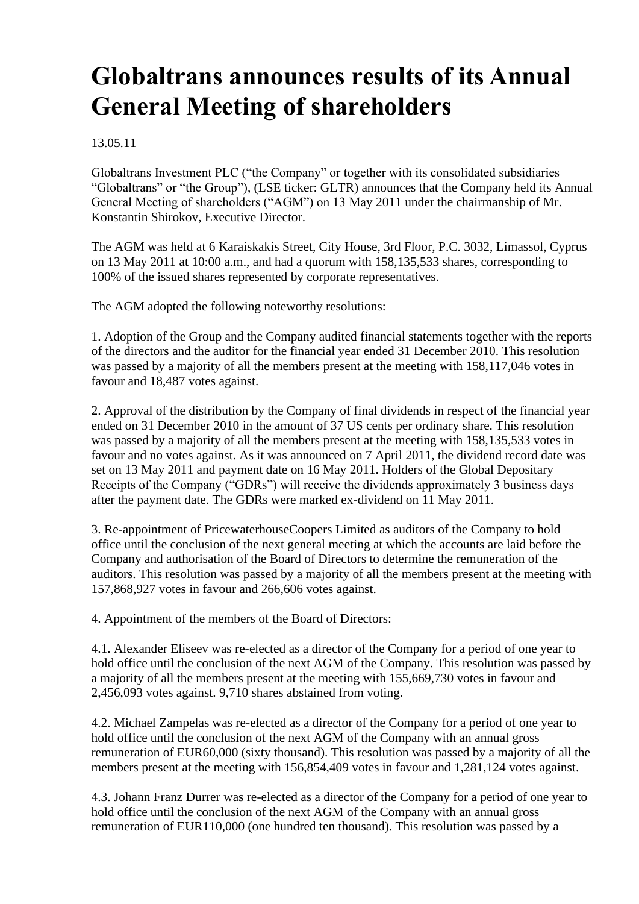# Globaltrans announces results of its Annual General Meeting of shareholders

13.05.11

Globaltrans Investment PLC ("the Company" or together with its consolidated subsidiaries "Globaltrans" or "the Group"), (LSE ticker: GLTR) announces that the Company held its Annual General Meeting of shareholders ("AGM") on 13 May 2011 under the chairmanship of Mr. Konstantin Shirokov, Executive Director.

The AGM was held at 6 Karaiskakis Street, City House, 3rd Floor, P.C. 3032, Limassol, Cyprus on 13 May 2011 at 10:00 a.m., and had a quorum with 158,135,533 shares, corresponding to 100% of the issued shares represented by corporate representatives.

The AGM adopted the following noteworthy resolutions:

1. Adoption of the Group and the Company audited financial statements together with the reports of the directors and the auditor for the financial year ended 31 December 2010. This resolution was passed by a majority of all the members present at the meeting with 158,117,046 votes in favour and 18,487 votes against.

2. Approval of the distribution by the Company of final dividends in respect of the financial year ended on 31 December 2010 in the amount of 37 US cents per ordinary share. This resolution was passed by a majority of all the members present at the meeting with 158,135,533 votes in favour and no votes against. As it was announced on 7 April 2011, the dividend record date was set on 13 May 2011 and payment date on 16 May 2011. Holders of the Global Depositary Receipts of the Company ("GDRs") will receive the dividends approximately 3 business days after the payment date. The GDRs were marked ex-dividend on 11 May 2011.

3. Re-appointment of PricewaterhouseCoopers Limited as auditors of the Company to hold office until the conclusion of the next general meeting at which the accounts are laid before the Company and authorisation of the Board of Directors to determine the remuneration of the auditors. This resolution was passed by a majority of all the members present at the meeting with 157,868,927 votes in favour and 266,606 votes against.

4. Appointment of the members of the Board of Directors:

4.1. Alexander Eliseev was re-elected as a director of the Company for a period of one year to hold office until the conclusion of the next AGM of the Company. This resolution was passed by a majority of all the members present at the meeting with 155,669,730 votes in favour and 2,456,093 votes against. 9,710 shares abstained from voting.

4.2. Michael Zampelas was re-elected as a director of the Company for a period of one year to hold office until the conclusion of the next AGM of the Company with an annual gross remuneration of EUR60,000 (sixty thousand). This resolution was passed by a majority of all the members present at the meeting with 156,854,409 votes in favour and 1,281,124 votes against.

4.3. Johann Franz Durrer was re-elected as a director of the Company for a period of one year to hold office until the conclusion of the next AGM of the Company with an annual gross remuneration of EUR110,000 (one hundred ten thousand). This resolution was passed by a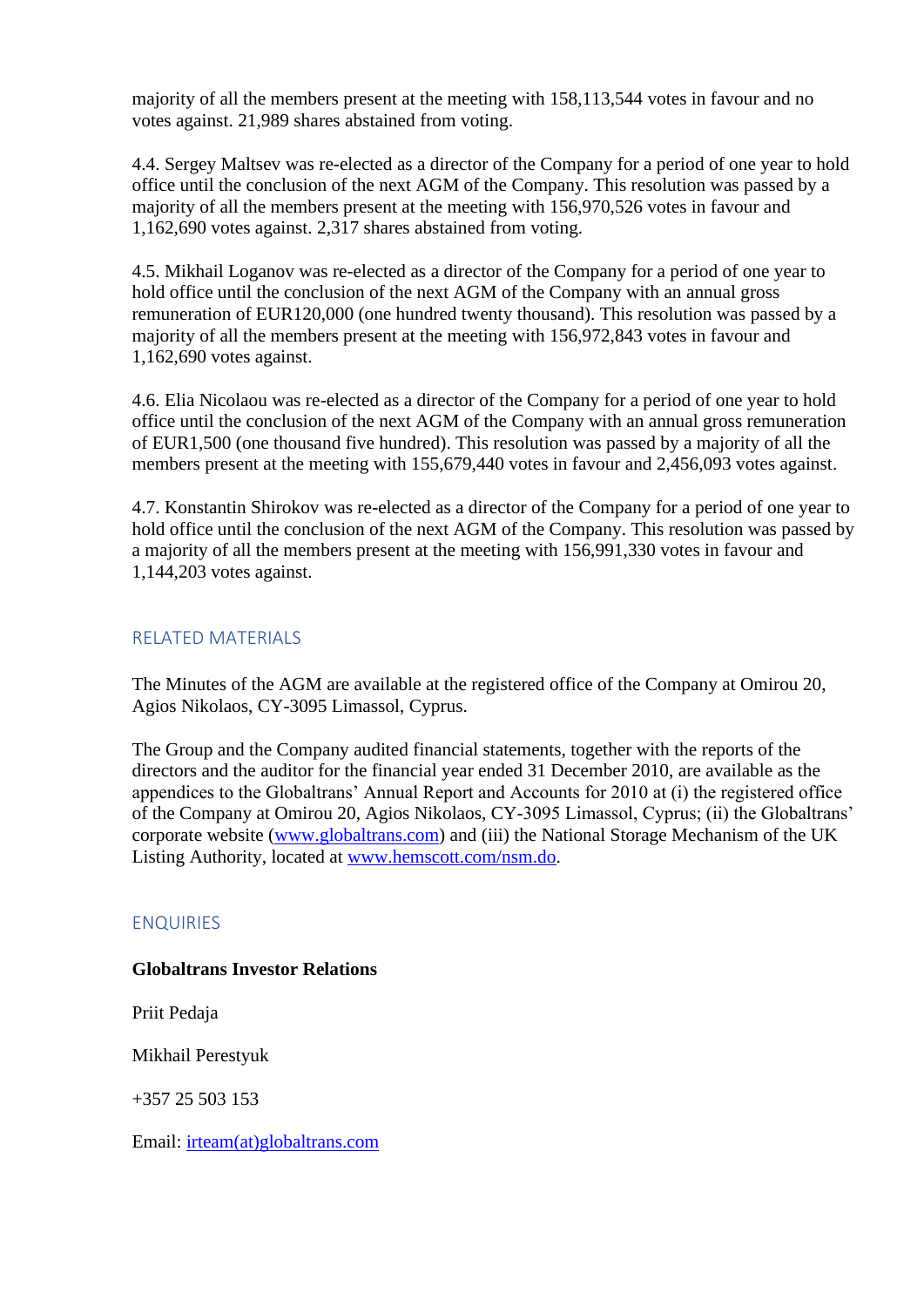majority of all the members present at the meeting with 158,113,544 votes in favour and no votes against. 21,989 shares abstained from voting.

4.4. Sergey Maltsev was re-elected as a director of the Company for a period of one year to hold office until the conclusion of the next AGM of the Company. This resolution was passed by a majority of all the members present at the meeting with 156,970,526 votes in favour and 1,162,690 votes against. 2,317 shares abstained from voting.

4.5. Mikhail Loganov was re-elected as a director of the Company for a period of one year to hold office until the conclusion of the next AGM of the Company with an annual gross remuneration of EUR120,000 (one hundred twenty thousand). This resolution was passed by a majority of all the members present at the meeting with 156,972,843 votes in favour and 1,162,690 votes against.

4.6. Elia Nicolaou was re-elected as a director of the Company for a period of one year to hold office until the conclusion of the next AGM of the Company with an annual gross remuneration of EUR1,500 (one thousand five hundred). This resolution was passed by a majority of all the members present at the meeting with 155,679,440 votes in favour and 2,456,093 votes against.

4.7. Konstantin Shirokov was re-elected as a director of the Company for a period of one year to hold office until the conclusion of the next AGM of the Company. This resolution was passed by a majority of all the members present at the meeting with 156,991,330 votes in favour and 1,144,203 votes against.

## RELATED MATERIALS

The Minutes of the AGM are available at the registered office of the Company at Omirou 20, Agios Nikolaos, CY-3095 Limassol, Cyprus.

The Group and the Company audited financial statements, together with the reports of the directors and the auditor for the financial year ended 31 December 2010, are available as the appendices to the Globaltrans' Annual Report and Accounts for 2010 at (i) the registered office of the Company at Omirou 20, Agios Nikolaos, CY-3095 Limassol, Cyprus; (ii) the Globaltrans' corporate website (www.globaltrans.com) and (iii) the National Storage Mechanism of the UK Listing Authority, located at www.hemscott.com/nsm.do.

## ENQUIRIES

**Globaltrans Investor Relations**

Priit Pedaja

Mikhail Perestyuk

+357 25 503 153

Email: irteam(at)globaltrans.com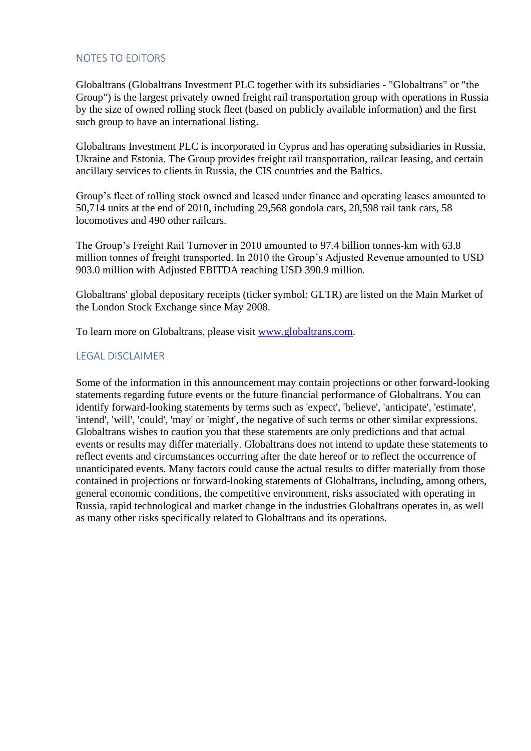## NOTES TO EDITORS

Globaltrans (Globaltrans Investment PLC together with its subsidiaries - "Globaltrans" or "the Group") is the largest privately owned freight rail transportation group with operations in Russia by the size of owned rolling stock fleet (based on publicly available information) and the first such group to have an international listing.

Globaltrans Investment PLC is incorporated in Cyprus and has operating subsidiaries in Russia, Ukraine and Estonia. The Group provides freight rail transportation, railcar leasing, and certain ancillary services to clients in Russia, the CIS countries and the Baltics.

Group's fleet of rolling stock owned and leased under finance and operating leases amounted to 50,714 units at the end of 2010, including 29,568 gondola cars, 20,598 rail tank cars, 58 locomotives and 490 other railcars.

The Group's Freight Rail Turnover in 2010 amounted to 97.4 billion tonnes-km with 63.8 million tonnes of freight transported. In 2010 the Group's Adjusted Revenue amounted to USD 903.0 million with Adjusted EBITDA reaching USD 390.9 million.

Globaltrans' global depositary receipts (ticker symbol: GLTR) are listed on the Main Market of the London Stock Exchange since May 2008.

To learn more on Globaltrans, please visit [www.globaltrans.com](http://www.globaltrans.com).

## LEGAL DISCLAIMER

Some of the information in this announcement may contain projections or other forward-looking statements regarding future events or the future financial performance of Globaltrans. You can identify forward-looking statements by terms such as 'expect', 'believe', 'anticipate', 'estimate', 'intend', 'will', 'could', 'may' or 'might', the negative of such terms or other similar expressions. Globaltrans wishes to caution you that these statements are only predictions and that actual events or results may differ materially. Globaltrans does not intend to update these statements to reflect events and circumstances occurring after the date hereof or to reflect the occurrence of unanticipated events. Many factors could cause the actual results to differ materially from those contained in projections or forward-looking statements of Globaltrans, including, among others, general economic conditions, the competitive environment, risks associated with operating in Russia, rapid technological and market change in the industries Globaltrans operates in, as well as many other risks specifically related to Globaltrans and its operations.